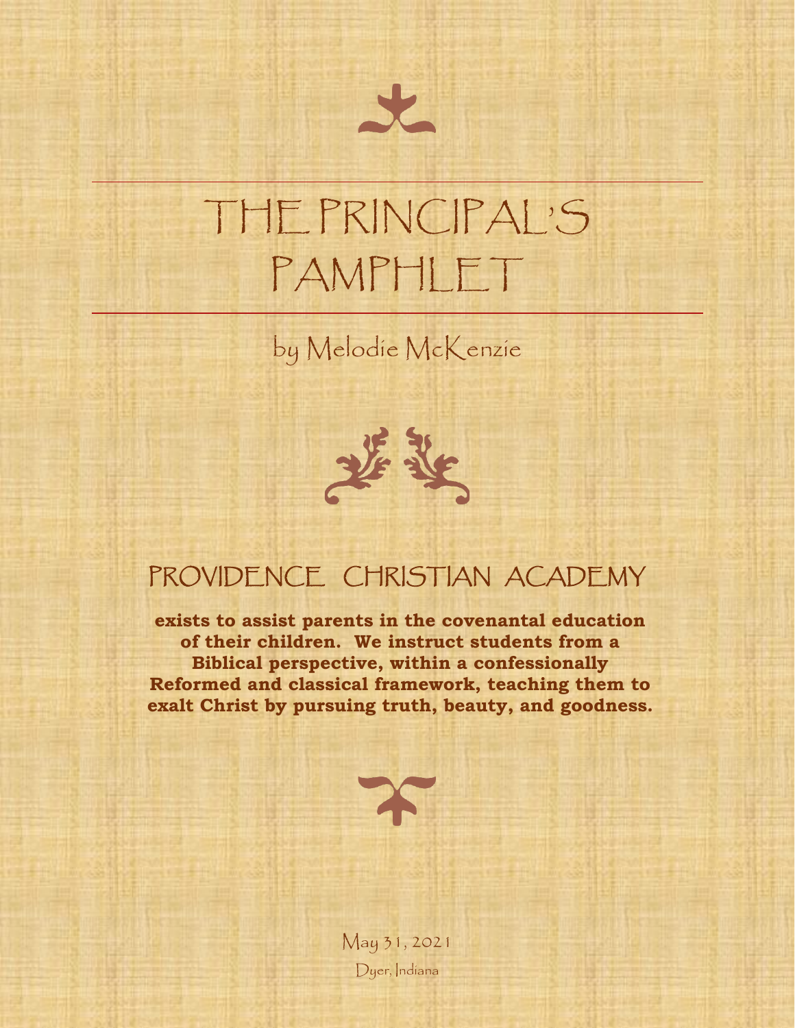# THE PRINCIPAL'S PAMPHLET

by Melodie McKenzie

## PROVIDENCE CHRISTIAN ACADEMY

**exists to assist parents in the covenantal education of their children. We instruct students from a Biblical perspective, within a confessionally Reformed and classical framework, teaching them to exalt Christ by pursuing truth, beauty, and goodness.**

May 31, 2021

Dyer, Indiana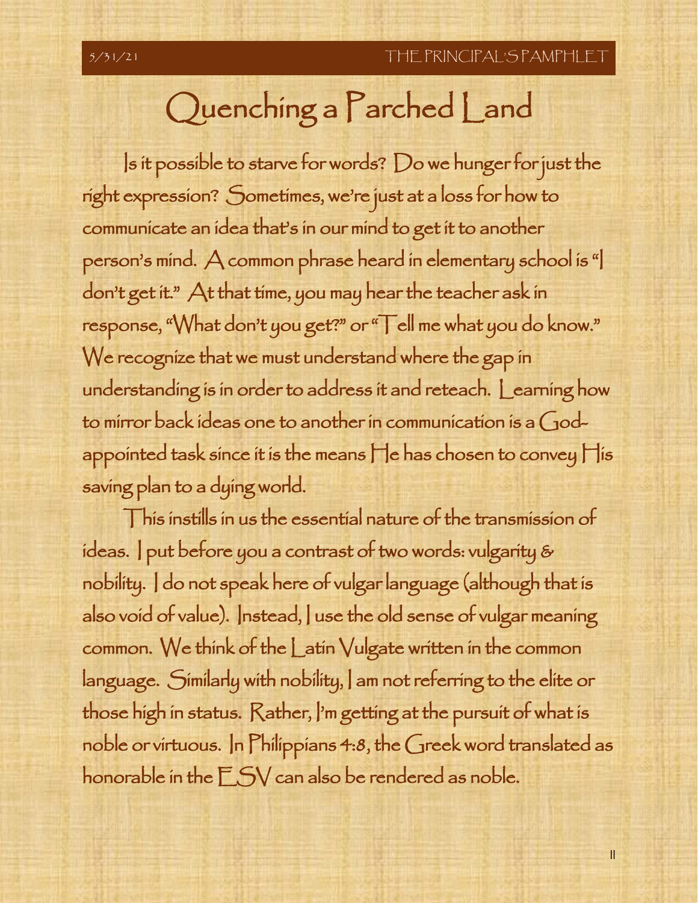# Quenching a Parched Land

Is it possible to starve for words? Do we hunger for just the right expression? Sometimes, we're just at a loss for how to communicate an idea that's in our mind to get it to another person's mind. A common phrase heard in elementary school is "I don't get it." At that time, you may hear the teacher ask in response, "What don't you get?" or "Tell me what you do know." We recognize that we must understand where the gap in understanding is in order to address it and reteach. Learning how to mirror back ideas one to another in communication is a God-appointed task since it is the means He has chosen to convey His saving plan to a dying world.

This instills in us the essential nature of the transmission of ideas. I put before you a contrast of two words: vulgarity & nobility. I do not speak here of vulgar language (although that is also void of value). Instead, I use the old sense of vulgar meaning common. We think of the Latin Vulgate written in the common language. Similarly with nobility, I am not referring to the elite or those high in status. Rather, I'm getting at the pursuit of what is noble or virtuous. In Philippians 4:8, the Greek word translated as honorable in the ESV can also be rendered as noble.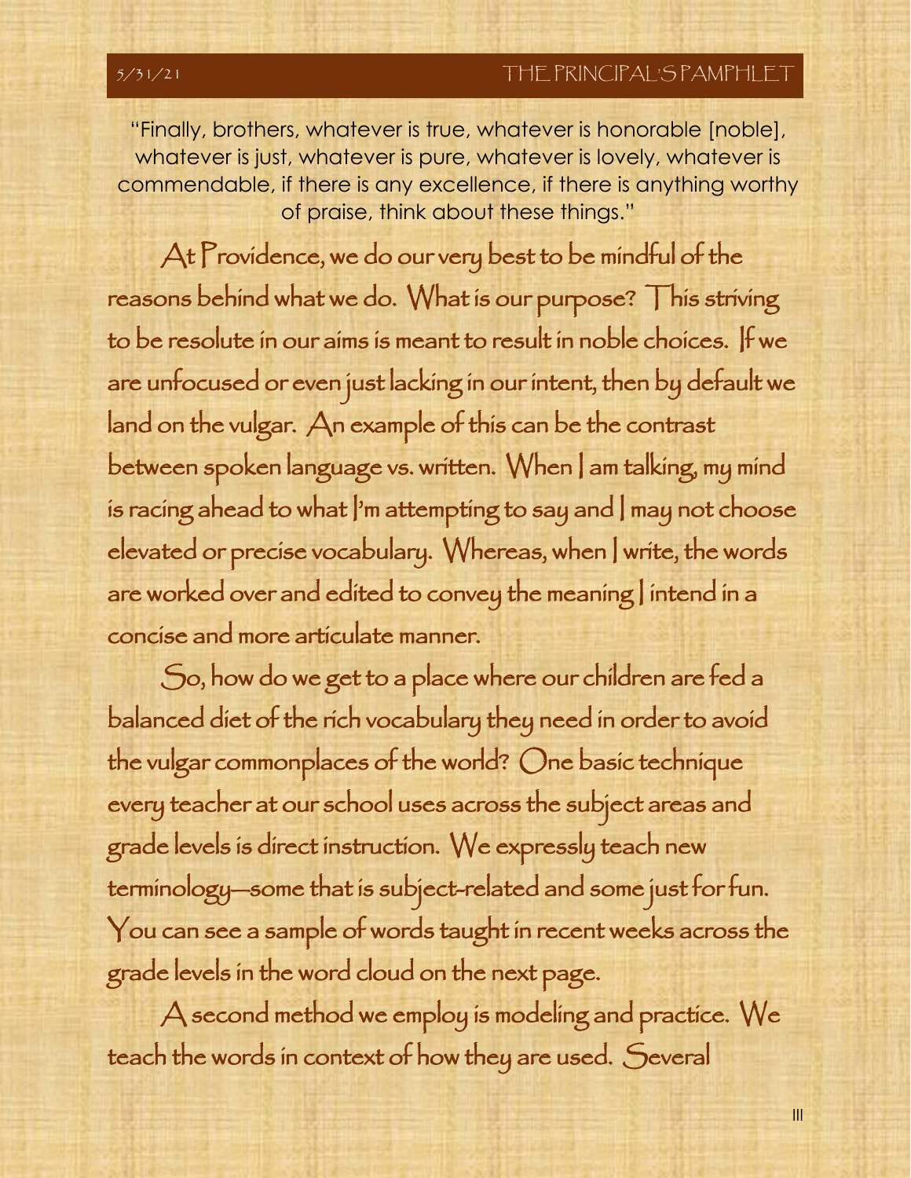"Finally, brothers, whatever is true, whatever is honorable [noble], whatever is just, whatever is pure, whatever is lovely, whatever is commendable, if there is any excellence, if there is anything worthy of praise, think about these things."

At Providence, we do our very best to be mindful of the reasons behind what we do. What is our purpose? This striving to be resolute in our aims is meant to result in noble choices. If we are unfocused or even just lacking in our intent, then by default we land on the vulgar. An example of this can be the contrast between spoken language vs. written. When I am talking, my mind is racing ahead to what I'm attempting to say and I may not choose elevated or precise vocabulary. Whereas, when I write, the words are worked over and edited to convey the meaning I intend in a concise and more articulate manner.

So, how do we get to a place where our children are fed a balanced diet of the rich vocabulary they need in order to avoid the vulgar commonplaces of the world? One basic technique every teacher at our school uses across the subject areas and grade levels is direct instruction. We expressly teach new terminology—some that is subject-related and some just for fun. You can see a sample of words taught in recent weeks across the grade levels in the word cloud on the next page.

A second method we employ is modeling and practice. We teach the words in context of how they are used. Several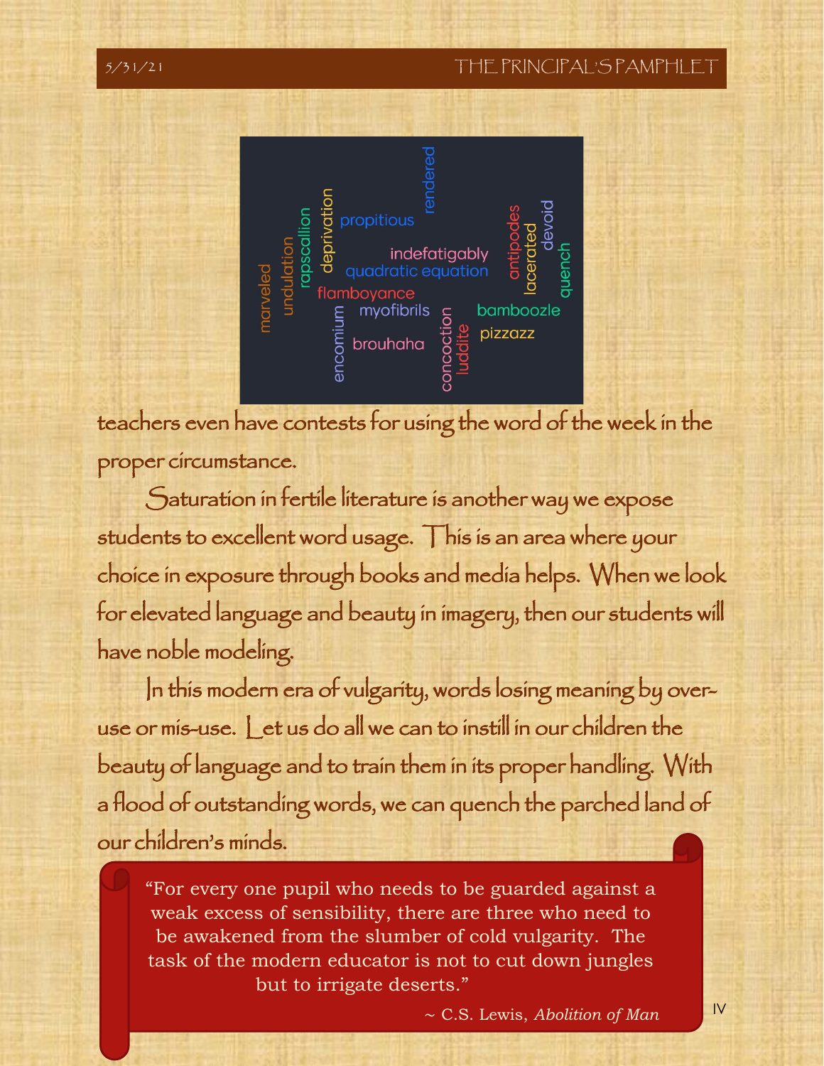teachers even have contests for using the word of the week in the proper circumstance.

Saturation in fertile literature is another way we expose students to excellent word usage. This is an area where your choice in exposure through books and media helps. When we look for elevated language and beauty in imagery, then our students will have noble modeling.

In this modern era of vulgarity, words losing meaning by over-use or mis-use. Let us do all we can to instill in our children the beauty of language and to train them in its proper handling. With a flood of outstanding words, we can quench the parched land of our children's minds.

> "For every one pupil who needs to be guarded against a weak excess of sensibility, there are three who need to be awakened from the slumber of cold vulgarity. The task of the modern educator is not to cut down jungles but to irrigate deserts."
>
> ~ C.S. Lewis, *Abolition of Man*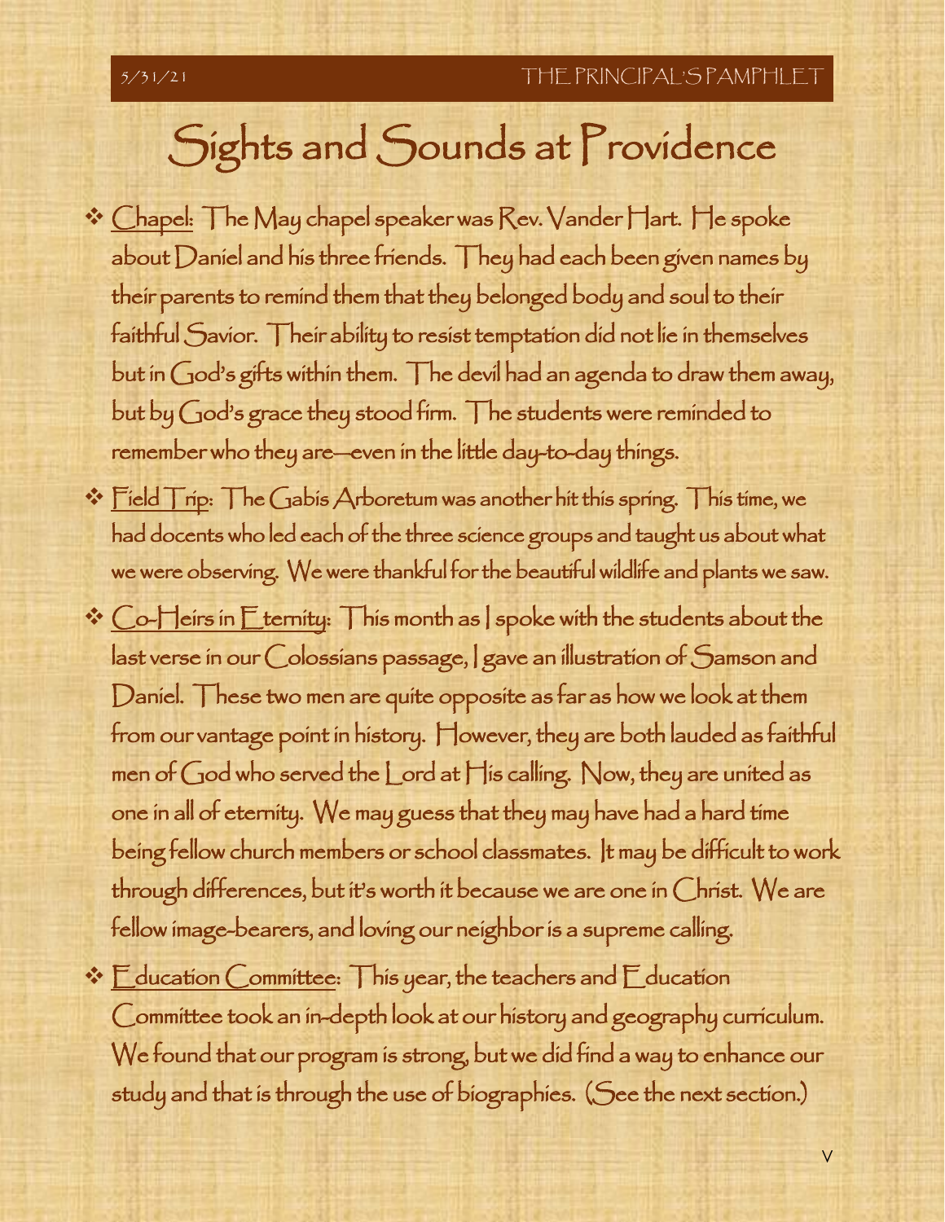# Sights and Sounds at Providence

- Chapel: The May chapel speaker was Rev. Vander Hart. He spoke about Daniel and his three friends. They had each been given names by their parents to remind them that they belonged body and soul to their faithful Savior. Their ability to resist temptation did not lie in themselves but in God's gifts within them. The devil had an agenda to draw them away, but by God's grace they stood firm. The students were reminded to remember who they are—even in the little day-to-day things.
- Field Trip: The Gabis Arboretum was another hit this spring. This time, we had docents who led each of the three science groups and taught us about what we were observing. We were thankful for the beautiful wildlife and plants we saw.
- Co-Heirs in Eternity: This month as I spoke with the students about the last verse in our Colossians passage, I gave an illustration of Samson and Daniel. These two men are quite opposite as far as how we look at them from our vantage point in history. However, they are both lauded as faithful men of God who served the Lord at His calling. Now, they are united as one in all of eternity. We may guess that they may have had a hard time being fellow church members or school classmates. It may be difficult to work through differences, but it's worth it because we are one in Christ. We are fellow image-bearers, and loving our neighbor is a supreme calling.
- Education Committee: This year, the teachers and Education Committee took an in-depth look at our history and geography curriculum. We found that our program is strong, but we did find a way to enhance our study and that is through the use of biographies. (See the next section.)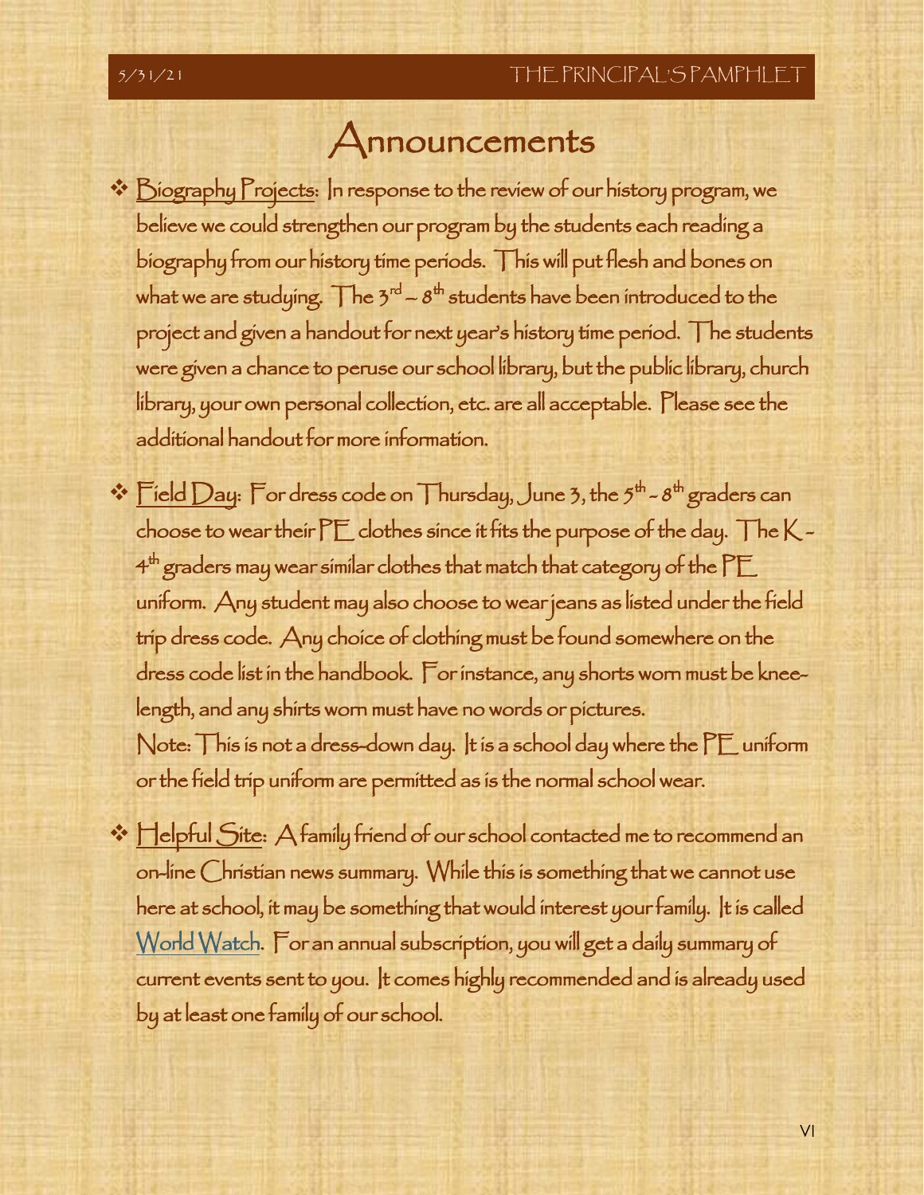# Announcements

- Biography Projects: In response to the review of our history program, we believe we could strengthen our program by the students each reading a biography from our history time periods. This will put flesh and bones on what we are studying. The 3rd – 8th students have been introduced to the project and given a handout for next year's history time period. The students were given a chance to peruse our school library, but the public library, church library, your own personal collection, etc. are all acceptable. Please see the additional handout for more information.

- Field Day: For dress code on Thursday, June 3, the 5th - 8th graders can choose to wear their PE clothes since it fits the purpose of the day. The K - 4th graders may wear similar clothes that match that category of the PE uniform. Any student may also choose to wear jeans as listed under the field trip dress code. Any choice of clothing must be found somewhere on the dress code list in the handbook. For instance, any shorts worn must be knee-length, and any shirts worn must have no words or pictures.
  Note: This is not a dress-down day. It is a school day where the PE uniform or the field trip uniform are permitted as is the normal school wear.

- Helpful Site: A family friend of our school contacted me to recommend an on-line Christian news summary. While this is something that we cannot use here at school, it may be something that would interest your family. It is called World Watch. For an annual subscription, you will get a daily summary of current events sent to you. It comes highly recommended and is already used by at least one family of our school.